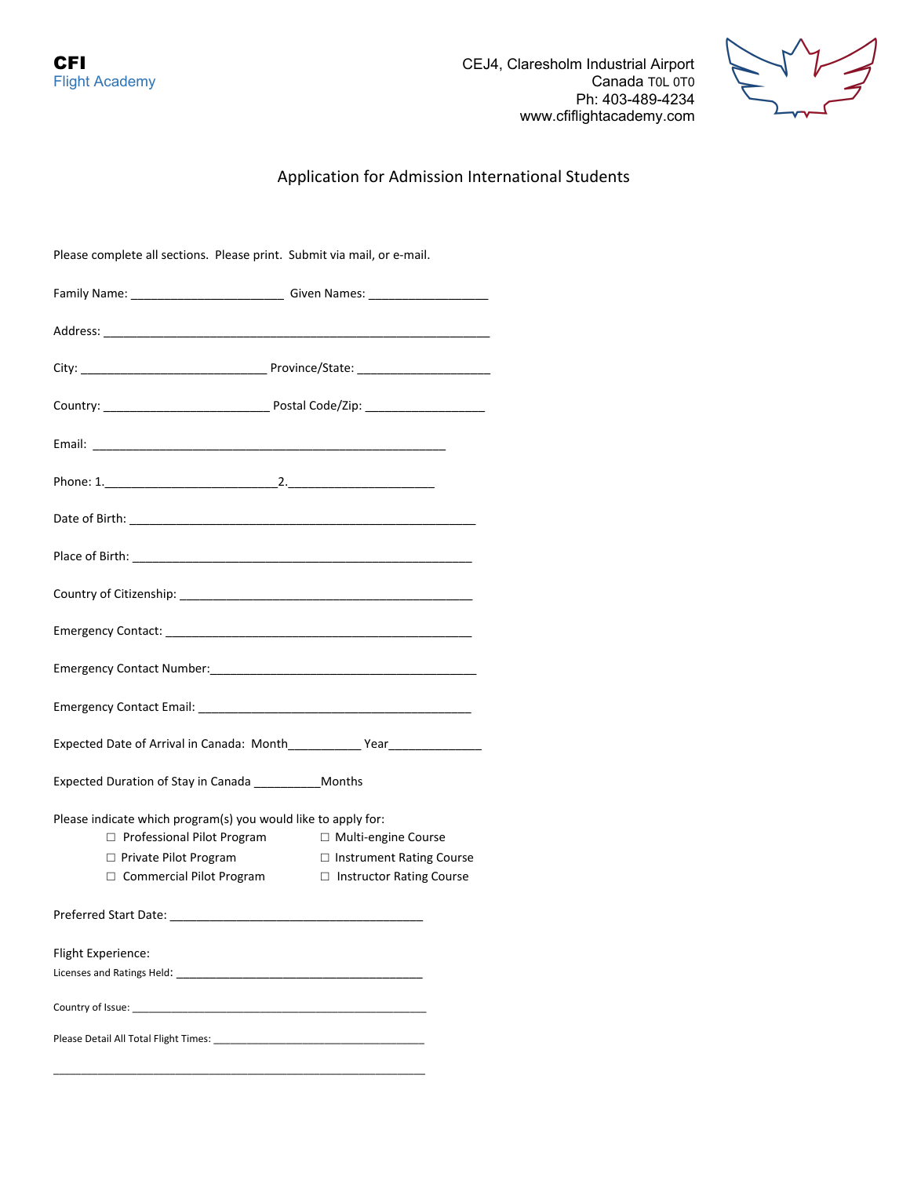**CFI**
Flight Academy

CEJ4, Claresholm Industrial Airport
Canada T0L 0T0
Ph: 403-489-4234
www.cfiflightacademy.com

# Application for Admission International Students

Please complete all sections. Please print. Submit via mail, or e-mail.

Family Name: _______________________ Given Names: __________________

Address: __________________________________________________________

City: ____________________________ Province/State: ____________________

Country: _________________________ Postal Code/Zip: __________________

Email: _____________________________________________________

Phone: 1.__________________________2.______________________

Date of Birth: _____________________________________________________

Place of Birth: ____________________________________________________

Country of Citizenship: ______________________________________________

Emergency Contact: _________________________________________________

Emergency Contact Number:__________________________________________

Emergency Contact Email: ____________________________________________

Expected Date of Arrival in Canada: Month___________ Year______________

Expected Duration of Stay in Canada __________Months

Please indicate which program(s) you would like to apply for:

- ☐ Professional Pilot Program
- ☐ Private Pilot Program
- ☐ Commercial Pilot Program
- ☐ Multi-engine Course
- ☐ Instrument Rating Course
- ☐ Instructor Rating Course

Preferred Start Date: ______________________________________

Flight Experience:

Licenses and Ratings Held: __________________________________________

Country of Issue: _________________________________________________

Please Detail All Total Flight Times: ____________________________________

_____________________________________________________________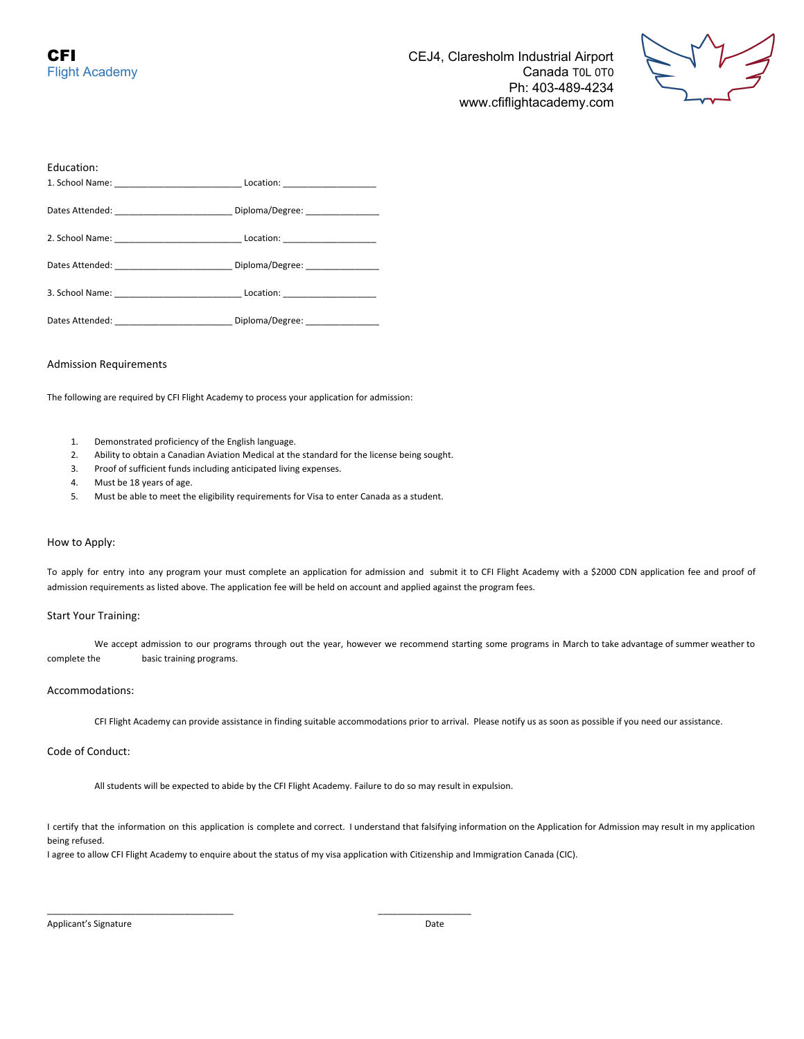**CFI**
Flight Academy

CEJ4, Claresholm Industrial Airport
Canada T0L 0T0
Ph: 403-489-4234
www.cfiflightacademy.com

Education:

1. School Name: ___________________________ Location: ____________________

Dates Attended: _________________________ Diploma/Degree: ________________

2. School Name: ___________________________ Location: ____________________

Dates Attended: _________________________ Diploma/Degree: ________________

3. School Name: ___________________________ Location: ____________________

Dates Attended: _________________________ Diploma/Degree: ________________

## Admission Requirements

The following are required by CFI Flight Academy to process your application for admission:

1. Demonstrated proficiency of the English language.
2. Ability to obtain a Canadian Aviation Medical at the standard for the license being sought.
3. Proof of sufficient funds including anticipated living expenses.
4. Must be 18 years of age.
5. Must be able to meet the eligibility requirements for Visa to enter Canada as a student.

## How to Apply:

To apply for entry into any program your must complete an application for admission and submit it to CFI Flight Academy with a $2000 CDN application fee and proof of admission requirements as listed above. The application fee will be held on account and applied against the program fees.

## Start Your Training:

We accept admission to our programs through out the year, however we recommend starting some programs in March to take advantage of summer weather to complete the basic training programs.

## Accommodations:

CFI Flight Academy can provide assistance in finding suitable accommodations prior to arrival. Please notify us as soon as possible if you need our assistance.

## Code of Conduct:

All students will be expected to abide by the CFI Flight Academy. Failure to do so may result in expulsion.

I certify that the information on this application is complete and correct. I understand that falsifying information on the Application for Admission may result in my application being refused.
I agree to allow CFI Flight Academy to enquire about the status of my visa application with Citizenship and Immigration Canada (CIC).

_______________________________________ ____________________

Applicant's Signature Date